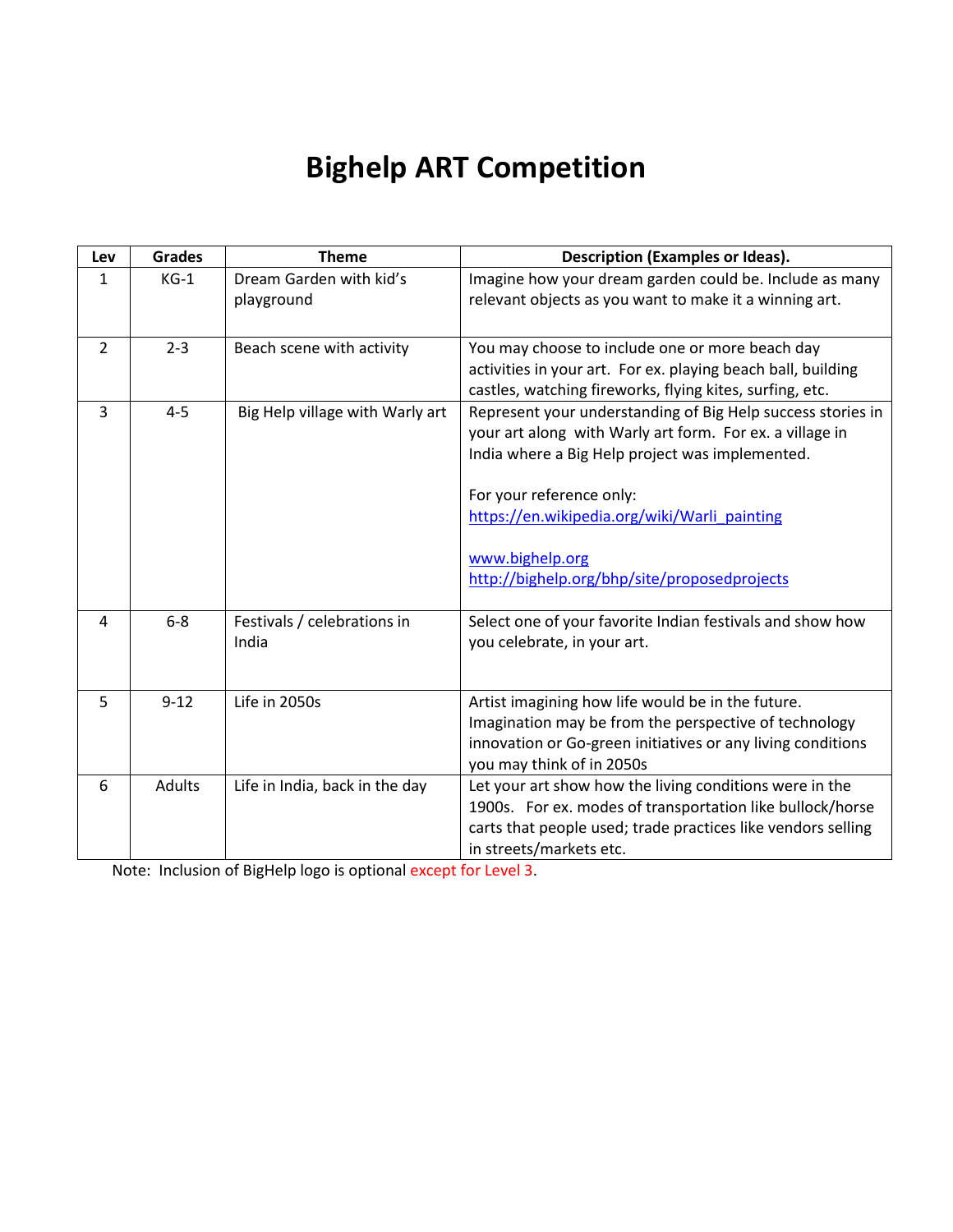# Bighelp ART Competition

| Lev | Grades | Theme | Description (Examples or Ideas). |
|---|---|---|---|
| 1 | KG-1 | Dream Garden with kid's playground | Imagine how your dream garden could be. Include as many relevant objects as you want to make it a winning art. |
| 2 | 2-3 | Beach scene with activity | You may choose to include one or more beach day activities in your art. For ex. playing beach ball, building castles, watching fireworks, flying kites, surfing, etc. |
| 3 | 4-5 | Big Help village with Warly art | Represent your understanding of Big Help success stories in your art along with Warly art form. For ex. a village in India where a Big Help project was implemented.<br><br>For your reference only:<br>https://en.wikipedia.org/wiki/Warli_painting<br><br>www.bighelp.org<br>http://bighelp.org/bhp/site/proposedprojects |
| 4 | 6-8 | Festivals / celebrations in India | Select one of your favorite Indian festivals and show how you celebrate, in your art. |
| 5 | 9-12 | Life in 2050s | Artist imagining how life would be in the future. Imagination may be from the perspective of technology innovation or Go-green initiatives or any living conditions you may think of in 2050s |
| 6 | Adults | Life in India, back in the day | Let your art show how the living conditions were in the 1900s. For ex. modes of transportation like bullock/horse carts that people used; trade practices like vendors selling in streets/markets etc. |

Note: Inclusion of BigHelp logo is optional except for Level 3.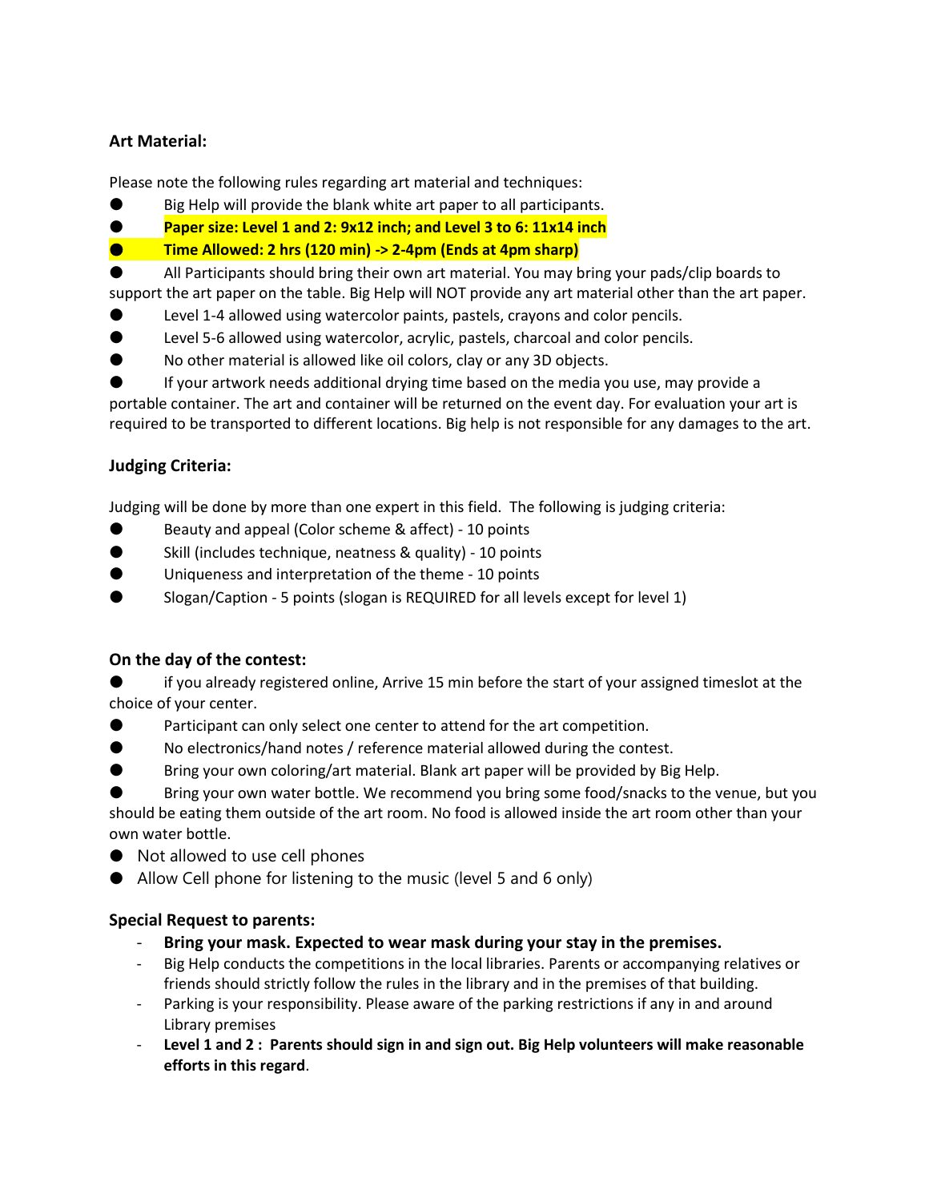### Art Material:

Please note the following rules regarding art material and techniques:

- Big Help will provide the blank white art paper to all participants.
- **Paper size: Level 1 and 2: 9x12 inch; and Level 3 to 6: 11x14 inch**
- **Time Allowed: 2 hrs (120 min) -> 2-4pm (Ends at 4pm sharp)**
- All Participants should bring their own art material. You may bring your pads/clip boards to support the art paper on the table. Big Help will NOT provide any art material other than the art paper.
- Level 1-4 allowed using watercolor paints, pastels, crayons and color pencils.
- Level 5-6 allowed using watercolor, acrylic, pastels, charcoal and color pencils.
- No other material is allowed like oil colors, clay or any 3D objects.
- If your artwork needs additional drying time based on the media you use, may provide a portable container. The art and container will be returned on the event day. For evaluation your art is required to be transported to different locations. Big help is not responsible for any damages to the art.

### Judging Criteria:

Judging will be done by more than one expert in this field. The following is judging criteria:

- Beauty and appeal (Color scheme & affect) - 10 points
- Skill (includes technique, neatness & quality) - 10 points
- Uniqueness and interpretation of the theme - 10 points
- Slogan/Caption - 5 points (slogan is REQUIRED for all levels except for level 1)

### On the day of the contest:

- if you already registered online, Arrive 15 min before the start of your assigned timeslot at the choice of your center.
- Participant can only select one center to attend for the art competition.
- No electronics/hand notes / reference material allowed during the contest.
- Bring your own coloring/art material. Blank art paper will be provided by Big Help.
- Bring your own water bottle. We recommend you bring some food/snacks to the venue, but you should be eating them outside of the art room. No food is allowed inside the art room other than your own water bottle.
- Not allowed to use cell phones
- Allow Cell phone for listening to the music (level 5 and 6 only)

### Special Request to parents:

- **Bring your mask. Expected to wear mask during your stay in the premises.**
- Big Help conducts the competitions in the local libraries. Parents or accompanying relatives or friends should strictly follow the rules in the library and in the premises of that building.
- Parking is your responsibility. Please aware of the parking restrictions if any in and around Library premises
- **Level 1 and 2 : Parents should sign in and sign out. Big Help volunteers will make reasonable efforts in this regard**.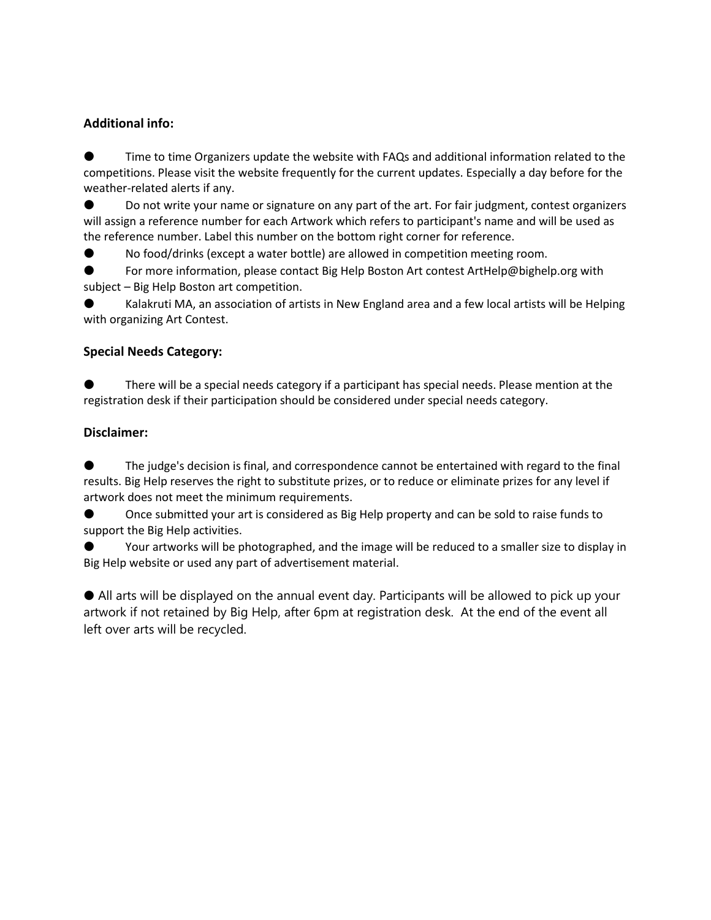**Additional info:**

- Time to time Organizers update the website with FAQs and additional information related to the competitions. Please visit the website frequently for the current updates. Especially a day before for the weather-related alerts if any.
- Do not write your name or signature on any part of the art. For fair judgment, contest organizers will assign a reference number for each Artwork which refers to participant's name and will be used as the reference number. Label this number on the bottom right corner for reference.
- No food/drinks (except a water bottle) are allowed in competition meeting room.
- For more information, please contact Big Help Boston Art contest ArtHelp@bighelp.org with subject – Big Help Boston art competition.
- Kalakruti MA, an association of artists in New England area and a few local artists will be Helping with organizing Art Contest.

**Special Needs Category:**

- There will be a special needs category if a participant has special needs. Please mention at the registration desk if their participation should be considered under special needs category.

**Disclaimer:**

- The judge's decision is final, and correspondence cannot be entertained with regard to the final results. Big Help reserves the right to substitute prizes, or to reduce or eliminate prizes for any level if artwork does not meet the minimum requirements.
- Once submitted your art is considered as Big Help property and can be sold to raise funds to support the Big Help activities.
- Your artworks will be photographed, and the image will be reduced to a smaller size to display in Big Help website or used any part of advertisement material.

- All arts will be displayed on the annual event day. Participants will be allowed to pick up your artwork if not retained by Big Help, after 6pm at registration desk. At the end of the event all left over arts will be recycled.